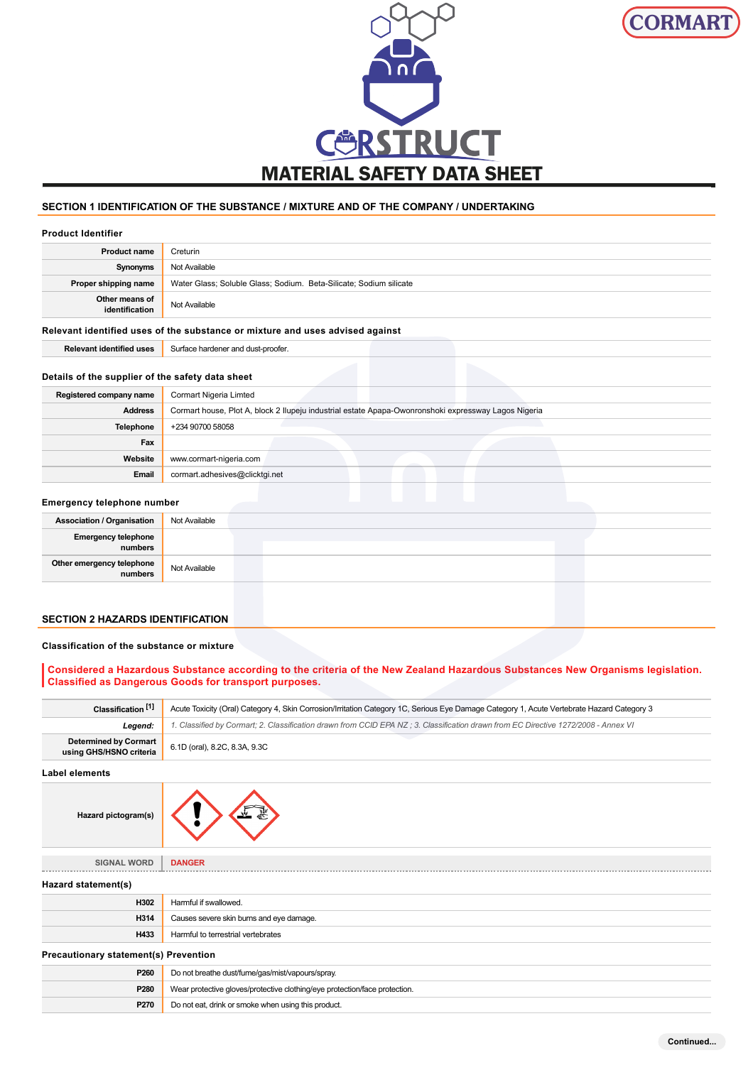# MATERIAL SAFETY DATA SHEET

## SECTION 1 IDENTIFICATION OF THE SUBSTANCE / MIXTURE AND OF THE COMPANY / UNDERTAKING

### Product Identifier

| | |
|---|---|
| Product name | Creturin |
| Synonyms | Not Available |
| Proper shipping name | Water Glass; Soluble Glass; Sodium. Beta-Silicate; Sodium silicate |
| Other means of identification | Not Available |

### Relevant identified uses of the substance or mixture and uses advised against

| | |
|---|---|
| Relevant identified uses | Surface hardener and dust-proofer. |

### Details of the supplier of the safety data sheet

| | |
|---|---|
| Registered company name | Cormart Nigeria Limted |
| Address | Cormart house, Plot A, block 2 Ilupeju industrial estate Apapa-Owonronshoki expressway Lagos Nigeria |
| Telephone | +234 90700 58058 |
| Fax | |
| Website | www.cormart-nigeria.com |
| Email | cormart.adhesives@clicktgi.net |

### Emergency telephone number

| | |
|---|---|
| Association / Organisation | Not Available |
| Emergency telephone numbers | |
| Other emergency telephone numbers | Not Available |

## SECTION 2 HAZARDS IDENTIFICATION

### Classification of the substance or mixture

**Considered a Hazardous Substance according to the criteria of the New Zealand Hazardous Substances New Organisms legislation. Classified as Dangerous Goods for transport purposes.**

| | |
|---|---|
| Classification [1] | Acute Toxicity (Oral) Category 4, Skin Corrosion/Irritation Category 1C, Serious Eye Damage Category 1, Acute Vertebrate Hazard Category 3 |
| *Legend:* | *1. Classified by Cormart; 2. Classification drawn from CCID EPA NZ ; 3. Classification drawn from EC Directive 1272/2008 - Annex VI* |
| Determined by Cormart using GHS/HSNO criteria | 6.1D (oral), 8.2C, 8.3A, 9.3C |

### Label elements

| | |
|---|---|
| Hazard pictogram(s) | |
| SIGNAL WORD | DANGER |

### Hazard statement(s)

| | |
|---|---|
| H302 | Harmful if swallowed. |
| H314 | Causes severe skin burns and eye damage. |
| H433 | Harmful to terrestrial vertebrates |

### Precautionary statement(s) Prevention

| | |
|---|---|
| P260 | Do not breathe dust/fume/gas/mist/vapours/spray. |
| P280 | Wear protective gloves/protective clothing/eye protection/face protection. |
| P270 | Do not eat, drink or smoke when using this product. |

Continued...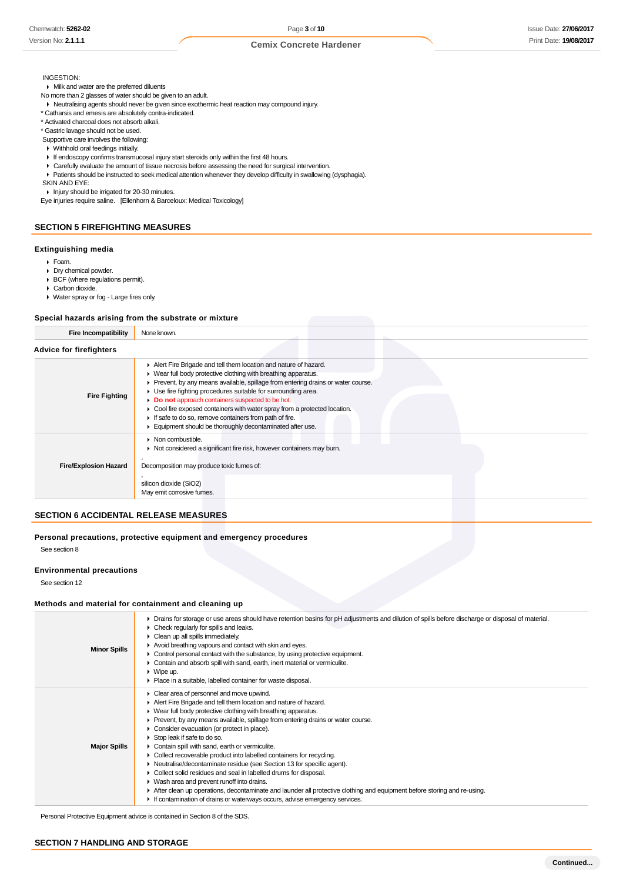INGESTION:

- Milk and water are the preferred diluents

No more than 2 glasses of water should be given to an adult.

- Neutralising agents should never be given since exothermic heat reaction may compound injury.

* Catharsis and emesis are absolutely contra-indicated.
* Activated charcoal does not absorb alkali.
* Gastric lavage should not be used.

Supportive care involves the following:

- Withhold oral feedings initially.
- If endoscopy confirms transmucosal injury start steroids only within the first 48 hours.
- Carefully evaluate the amount of tissue necrosis before assessing the need for surgical intervention.
- Patients should be instructed to seek medical attention whenever they develop difficulty in swallowing (dysphagia).

SKIN AND EYE:

- Injury should be irrigated for 20-30 minutes.

Eye injuries require saline. [Ellenhorn & Barceloux: Medical Toxicology]

## SECTION 5 FIREFIGHTING MEASURES

### Extinguishing media

- Foam.
- Dry chemical powder.
- BCF (where regulations permit).
- Carbon dioxide.
- Water spray or fog - Large fires only.

### Special hazards arising from the substrate or mixture

| | |
|---|---|
| **Fire Incompatibility** | None known. |

### Advice for firefighters

| | |
|---|---|
| **Fire Fighting** | - Alert Fire Brigade and tell them location and nature of hazard.<br>- Wear full body protective clothing with breathing apparatus.<br>- Prevent, by any means available, spillage from entering drains or water course.<br>- Use fire fighting procedures suitable for surrounding area.<br>- **Do not** approach containers suspected to be hot.<br>- Cool fire exposed containers with water spray from a protected location.<br>- If safe to do so, remove containers from path of fire.<br>- Equipment should be thoroughly decontaminated after use. |
| **Fire/Explosion Hazard** | - Non combustible.<br>- Not considered a significant fire risk, however containers may burn.<br>,<br>Decomposition may produce toxic fumes of:<br>,<br>silicon dioxide ($SiO_2$)<br>May emit corrosive fumes. |

## SECTION 6 ACCIDENTAL RELEASE MEASURES

### Personal precautions, protective equipment and emergency procedures

See section 8

### Environmental precautions

See section 12

### Methods and material for containment and cleaning up

| | |
|---|---|
| **Minor Spills** | - Drains for storage or use areas should have retention basins for pH adjustments and dilution of spills before discharge or disposal of material.<br>- Check regularly for spills and leaks.<br>- Clean up all spills immediately.<br>- Avoid breathing vapours and contact with skin and eyes.<br>- Control personal contact with the substance, by using protective equipment.<br>- Contain and absorb spill with sand, earth, inert material or vermiculite.<br>- Wipe up.<br>- Place in a suitable, labelled container for waste disposal. |
| **Major Spills** | - Clear area of personnel and move upwind.<br>- Alert Fire Brigade and tell them location and nature of hazard.<br>- Wear full body protective clothing with breathing apparatus.<br>- Prevent, by any means available, spillage from entering drains or water course.<br>- Consider evacuation (or protect in place).<br>- Stop leak if safe to do so.<br>- Contain spill with sand, earth or vermiculite.<br>- Collect recoverable product into labelled containers for recycling.<br>- Neutralise/decontaminate residue (see Section 13 for specific agent).<br>- Collect solid residues and seal in labelled drums for disposal.<br>- Wash area and prevent runoff into drains.<br>- After clean up operations, decontaminate and launder all protective clothing and equipment before storing and re-using.<br>- If contamination of drains or waterways occurs, advise emergency services. |

Personal Protective Equipment advice is contained in Section 8 of the SDS.

## SECTION 7 HANDLING AND STORAGE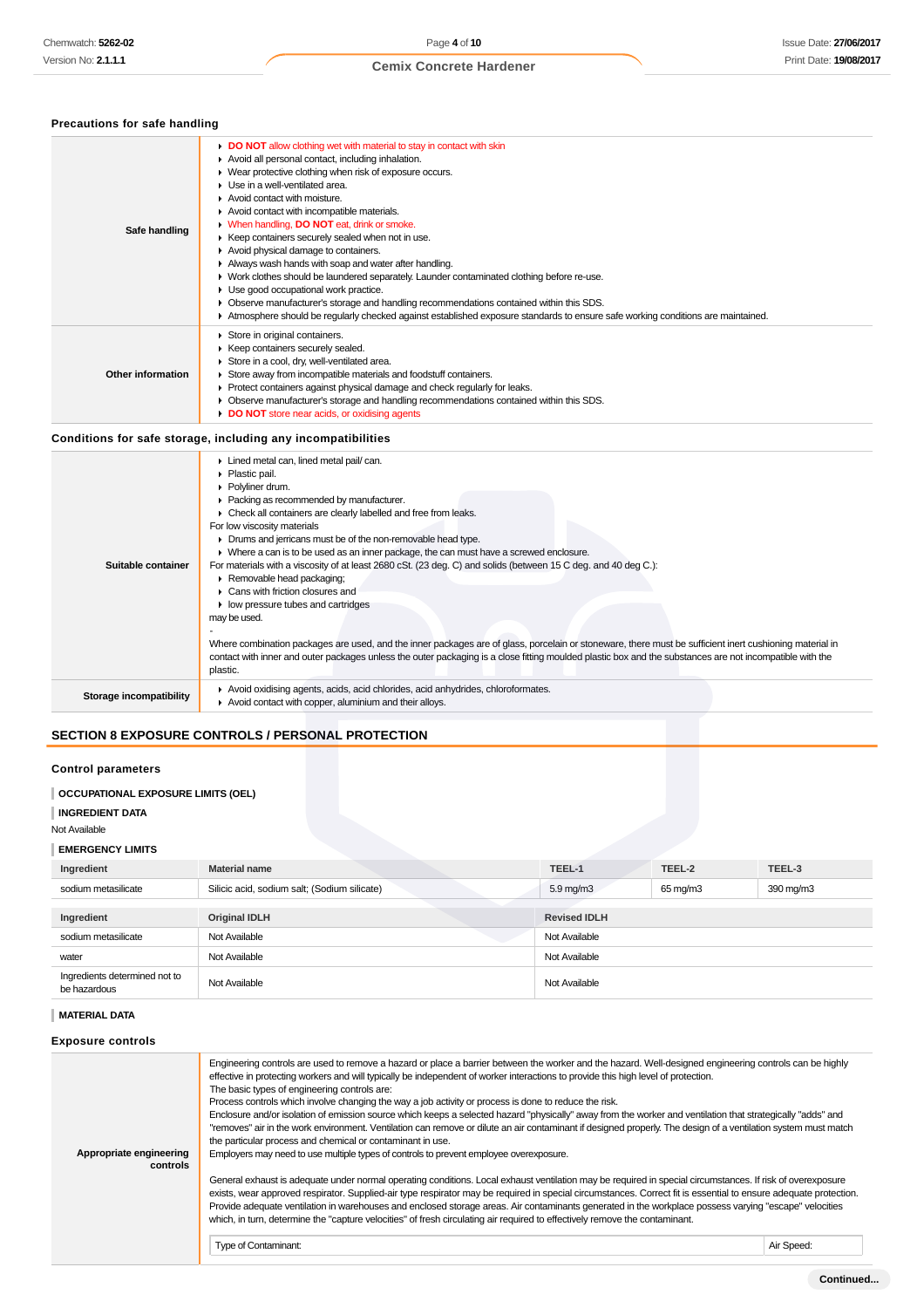### Precautions for safe handling

| | |
|---|---|
| **Safe handling** | ▸ **DO NOT** allow clothing wet with material to stay in contact with skin<br>▸ Avoid all personal contact, including inhalation.<br>▸ Wear protective clothing when risk of exposure occurs.<br>▸ Use in a well-ventilated area.<br>▸ Avoid contact with moisture.<br>▸ Avoid contact with incompatible materials.<br>▸ When handling, **DO NOT** eat, drink or smoke.<br>▸ Keep containers securely sealed when not in use.<br>▸ Avoid physical damage to containers.<br>▸ Always wash hands with soap and water after handling.<br>▸ Work clothes should be laundered separately. Launder contaminated clothing before re-use.<br>▸ Use good occupational work practice.<br>▸ Observe manufacturer's storage and handling recommendations contained within this SDS.<br>▸ Atmosphere should be regularly checked against established exposure standards to ensure safe working conditions are maintained. |
| **Other information** | ▸ Store in original containers.<br>▸ Keep containers securely sealed.<br>▸ Store in a cool, dry, well-ventilated area.<br>▸ Store away from incompatible materials and foodstuff containers.<br>▸ Protect containers against physical damage and check regularly for leaks.<br>▸ Observe manufacturer's storage and handling recommendations contained within this SDS.<br>▸ **DO NOT** store near acids, or oxidising agents |

### Conditions for safe storage, including any incompatibilities

| | |
|---|---|
| **Suitable container** | ▸ Lined metal can, lined metal pail/ can.<br>▸ Plastic pail.<br>▸ Polyliner drum.<br>▸ Packing as recommended by manufacturer.<br>▸ Check all containers are clearly labelled and free from leaks.<br>For low viscosity materials<br>▸ Drums and jerricans must be of the non-removable head type.<br>▸ Where a can is to be used as an inner package, the can must have a screwed enclosure.<br>For materials with a viscosity of at least 2680 cSt. (23 deg. C) and solids (between 15 C deg. and 40 deg C.):<br>▸ Removable head packaging;<br>▸ Cans with friction closures and<br>▸ low pressure tubes and cartridges<br>may be used.<br>-<br>Where combination packages are used, and the inner packages are of glass, porcelain or stoneware, there must be sufficient inert cushioning material in contact with inner and outer packages unless the outer packaging is a close fitting moulded plastic box and the substances are not incompatible with the plastic. |
| **Storage incompatibility** | ▸ Avoid oxidising agents, acids, acid chlorides, acid anhydrides, chloroformates.<br>▸ Avoid contact with copper, aluminium and their alloys. |

## SECTION 8 EXPOSURE CONTROLS / PERSONAL PROTECTION

### Control parameters

**OCCUPATIONAL EXPOSURE LIMITS (OEL)**

**INGREDIENT DATA**

Not Available

**EMERGENCY LIMITS**

| Ingredient | Material name | TEEL-1 | TEEL-2 | TEEL-3 |
|---|---|---|---|---|
| sodium metasilicate | Silicic acid, sodium salt; (Sodium silicate) | 5.9 mg/m3 | 65 mg/m3 | 390 mg/m3 |

| Ingredient | Original IDLH | Revised IDLH |
|---|---|---|
| sodium metasilicate | Not Available | Not Available |
| water | Not Available | Not Available |
| Ingredients determined not to be hazardous | Not Available | Not Available |

**MATERIAL DATA**

### Exposure controls

| | |
|---|---|
| **Appropriate engineering controls** | Engineering controls are used to remove a hazard or place a barrier between the worker and the hazard. Well-designed engineering controls can be highly effective in protecting workers and will typically be independent of worker interactions to provide this high level of protection.<br>The basic types of engineering controls are:<br>Process controls which involve changing the way a job activity or process is done to reduce the risk.<br>Enclosure and/or isolation of emission source which keeps a selected hazard "physically" away from the worker and ventilation that strategically "adds" and "removes" air in the work environment. Ventilation can remove or dilute an air contaminant if designed properly. The design of a ventilation system must match the particular process and chemical or contaminant in use.<br>Employers may need to use multiple types of controls to prevent employee overexposure.<br><br>General exhaust is adequate under normal operating conditions. Local exhaust ventilation may be required in special circumstances. If risk of overexposure exists, wear approved respirator. Supplied-air type respirator may be required in special circumstances. Correct fit is essential to ensure adequate protection. Provide adequate ventilation in warehouses and enclosed storage areas. Air contaminants generated in the workplace possess varying "escape" velocities which, in turn, determine the "capture velocities" of fresh circulating air required to effectively remove the contaminant.<br><br>Type of Contaminant: \| Air Speed: |

Continued...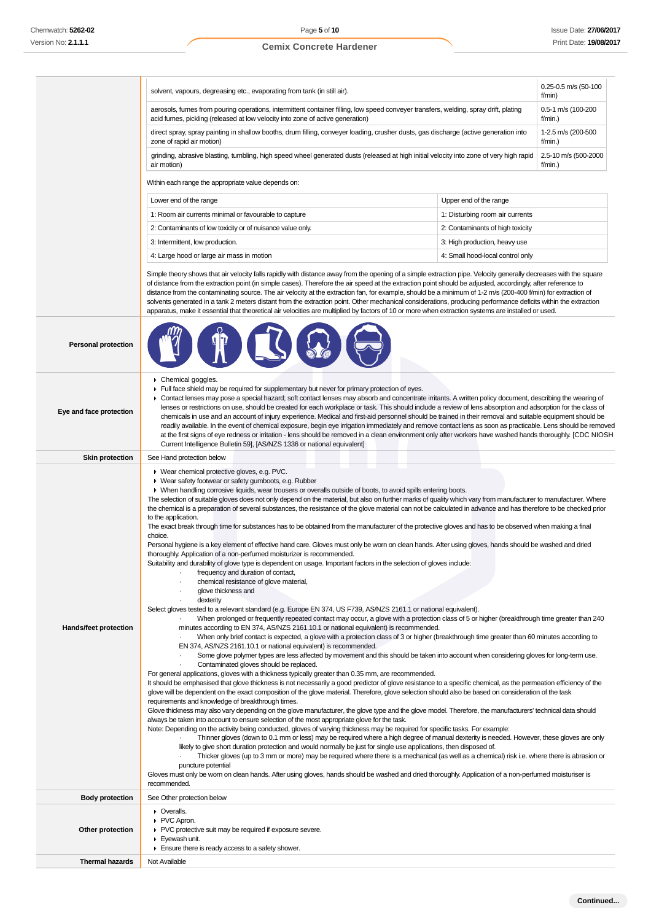| | |
|---|---|
| solvent, vapours, degreasing etc., evaporating from tank (in still air). | 0.25-0.5 m/s (50-100 f/min) |
| aerosols, fumes from pouring operations, intermittent container filling, low speed conveyer transfers, welding, spray drift, plating acid fumes, pickling (released at low velocity into zone of active generation) | 0.5-1 m/s (100-200 f/min.) |
| direct spray, spray painting in shallow booths, drum filling, conveyer loading, crusher dusts, gas discharge (active generation into zone of rapid air motion) | 1-2.5 m/s (200-500 f/min.) |
| grinding, abrasive blasting, tumbling, high speed wheel generated dusts (released at high initial velocity into zone of very high rapid air motion) | 2.5-10 m/s (500-2000 f/min.) |

Within each range the appropriate value depends on:

| Lower end of the range | Upper end of the range |
|---|---|
| 1: Room air currents minimal or favourable to capture | 1: Disturbing room air currents |
| 2: Contaminants of low toxicity or of nuisance value only. | 2: Contaminants of high toxicity |
| 3: Intermittent, low production. | 3: High production, heavy use |
| 4: Large hood or large air mass in motion | 4: Small hood-local control only |

Simple theory shows that air velocity falls rapidly with distance away from the opening of a simple extraction pipe. Velocity generally decreases with the square of distance from the extraction point (in simple cases). Therefore the air speed at the extraction point should be adjusted, accordingly, after reference to distance from the contaminating source. The air velocity at the extraction fan, for example, should be a minimum of 1-2 m/s (200-400 f/min) for extraction of solvents generated in a tank 2 meters distant from the extraction point. Other mechanical considerations, producing performance deficits within the extraction apparatus, make it essential that theoretical air velocities are multiplied by factors of 10 or more when extraction systems are installed or used.

**Personal protection**

**Eye and face protection**

- Chemical goggles.
- Full face shield may be required for supplementary but never for primary protection of eyes.
- Contact lenses may pose a special hazard; soft contact lenses may absorb and concentrate irritants. A written policy document, describing the wearing of lenses or restrictions on use, should be created for each workplace or task. This should include a review of lens absorption and adsorption for the class of chemicals in use and an account of injury experience. Medical and first-aid personnel should be trained in their removal and suitable equipment should be readily available. In the event of chemical exposure, begin eye irrigation immediately and remove contact lens as soon as practicable. Lens should be removed at the first signs of eye redness or irritation - lens should be removed in a clean environment only after workers have washed hands thoroughly. [CDC NIOSH Current Intelligence Bulletin 59], [AS/NZS 1336 or national equivalent]

**Skin protection**

See Hand protection below

**Hands/feet protection**

- Wear chemical protective gloves, e.g. PVC.
- Wear safety footwear or safety gumboots, e.g. Rubber
- When handling corrosive liquids, wear trousers or overalls outside of boots, to avoid spills entering boots.

The selection of suitable gloves does not only depend on the material, but also on further marks of quality which vary from manufacturer to manufacturer. Where the chemical is a preparation of several substances, the resistance of the glove material can not be calculated in advance and has therefore to be checked prior to the application.

The exact break through time for substances has to be obtained from the manufacturer of the protective gloves and has to be observed when making a final choice.

Personal hygiene is a key element of effective hand care. Gloves must only be worn on clean hands. After using gloves, hands should be washed and dried thoroughly. Application of a non-perfumed moisturizer is recommended.

Suitability and durability of glove type is dependent on usage. Important factors in the selection of gloves include:

- frequency and duration of contact,
- chemical resistance of glove material,
- glove thickness and
- dexterity

Select gloves tested to a relevant standard (e.g. Europe EN 374, US F739, AS/NZS 2161.1 or national equivalent).

- When prolonged or frequently repeated contact may occur, a glove with a protection class of 5 or higher (breakthrough time greater than 240 minutes according to EN 374, AS/NZS 2161.10.1 or national equivalent) is recommended.
- When only brief contact is expected, a glove with a protection class of 3 or higher (breakthrough time greater than 60 minutes according to EN 374, AS/NZS 2161.10.1 or national equivalent) is recommended.
- Some glove polymer types are less affected by movement and this should be taken into account when considering gloves for long-term use.
- Contaminated gloves should be replaced.

For general applications, gloves with a thickness typically greater than 0.35 mm, are recommended.

It should be emphasised that glove thickness is not necessarily a good predictor of glove resistance to a specific chemical, as the permeation efficiency of the glove will be dependent on the exact composition of the glove material. Therefore, glove selection should also be based on consideration of the task requirements and knowledge of breakthrough times.

Glove thickness may also vary depending on the glove manufacturer, the glove type and the glove model. Therefore, the manufacturers' technical data should always be taken into account to ensure selection of the most appropriate glove for the task.

Note: Depending on the activity being conducted, gloves of varying thickness may be required for specific tasks. For example:

- Thinner gloves (down to 0.1 mm or less) may be required where a high degree of manual dexterity is needed. However, these gloves are only likely to give short duration protection and would normally be just for single use applications, then disposed of.
- Thicker gloves (up to 3 mm or more) may be required where there is a mechanical (as well as a chemical) risk i.e. where there is abrasion or puncture potential

Gloves must only be worn on clean hands. After using gloves, hands should be washed and dried thoroughly. Application of a non-perfumed moisturiser is recommended.

**Body protection**

See Other protection below

**Other protection**

- Overalls.
- PVC Apron.
- PVC protective suit may be required if exposure severe.
- Eyewash unit.
- Ensure there is ready access to a safety shower.

**Thermal hazards**

Not Available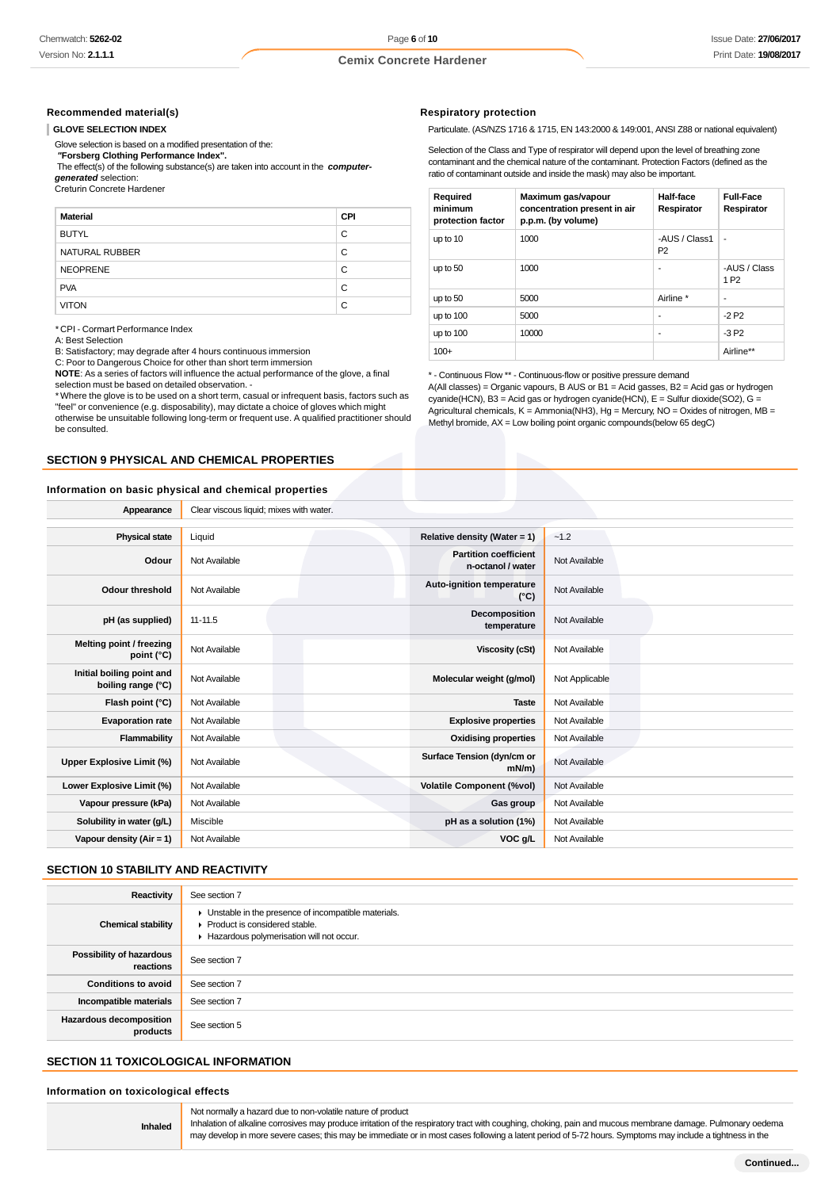### Recommended material(s)

**GLOVE SELECTION INDEX**

Glove selection is based on a modified presentation of the:
***"Forsberg Clothing Performance Index".***
The effect(s) of the following substance(s) are taken into account in the ***computer-generated*** selection:
Creturin Concrete Hardener

| Material | CPI |
|---|---|
| BUTYL | C |
| NATURAL RUBBER | C |
| NEOPRENE | C |
| PVA | C |
| VITON | C |

* CPI - Cormart Performance Index
A: Best Selection
B: Satisfactory; may degrade after 4 hours continuous immersion
C: Poor to Dangerous Choice for other than short term immersion
**NOTE**: As a series of factors will influence the actual performance of the glove, a final selection must be based on detailed observation. -
* Where the glove is to be used on a short term, casual or infrequent basis, factors such as "feel" or convenience (e.g. disposability), may dictate a choice of gloves which might otherwise be unsuitable following long-term or frequent use. A qualified practitioner should be consulted.

### Respiratory protection

Particulate. (AS/NZS 1716 & 1715, EN 143:2000 & 149:001, ANSI Z88 or national equivalent)

Selection of the Class and Type of respirator will depend upon the level of breathing zone contaminant and the chemical nature of the contaminant. Protection Factors (defined as the ratio of contaminant outside and inside the mask) may also be important.

| Required minimum protection factor | Maximum gas/vapour concentration present in air p.p.m. (by volume) | Half-face Respirator | Full-Face Respirator |
|---|---|---|---|
| up to 10 | 1000 | -AUS / Class1 P2 | - |
| up to 50 | 1000 | - | -AUS / Class 1 P2 |
| up to 50 | 5000 | Airline * | - |
| up to 100 | 5000 | - | -2 P2 |
| up to 100 | 10000 | - | -3 P2 |
| 100+ | | | Airline** |

* - Continuous Flow ** - Continuous-flow or positive pressure demand
A(All classes) = Organic vapours, B AUS or B1 = Acid gasses, B2 = Acid gas or hydrogen cyanide(HCN), B3 = Acid gas or hydrogen cyanide(HCN), E = Sulfur dioxide(SO2), G = Agricultural chemicals, K = Ammonia(NH3), Hg = Mercury, NO = Oxides of nitrogen, MB = Methyl bromide, AX = Low boiling point organic compounds(below 65 degC)

## SECTION 9 PHYSICAL AND CHEMICAL PROPERTIES

### Information on basic physical and chemical properties

| Appearance | Clear viscous liquid; mixes with water. | | |
|---|---|---|---|
| **Physical state** | Liquid | **Relative density (Water = 1)** | ~1.2 |
| **Odour** | Not Available | **Partition coefficient n-octanol / water** | Not Available |
| **Odour threshold** | Not Available | **Auto-ignition temperature (°C)** | Not Available |
| **pH (as supplied)** | 11-11.5 | **Decomposition temperature** | Not Available |
| **Melting point / freezing point (°C)** | Not Available | **Viscosity (cSt)** | Not Available |
| **Initial boiling point and boiling range (°C)** | Not Available | **Molecular weight (g/mol)** | Not Applicable |
| **Flash point (°C)** | Not Available | **Taste** | Not Available |
| **Evaporation rate** | Not Available | **Explosive properties** | Not Available |
| **Flammability** | Not Available | **Oxidising properties** | Not Available |
| **Upper Explosive Limit (%)** | Not Available | **Surface Tension (dyn/cm or mN/m)** | Not Available |
| **Lower Explosive Limit (%)** | Not Available | **Volatile Component (%vol)** | Not Available |
| **Vapour pressure (kPa)** | Not Available | **Gas group** | Not Available |
| **Solubility in water (g/L)** | Miscible | **pH as a solution (1%)** | Not Available |
| **Vapour density (Air = 1)** | Not Available | **VOC g/L** | Not Available |

## SECTION 10 STABILITY AND REACTIVITY

| | |
|---|---|
| **Reactivity** | See section 7 |
| **Chemical stability** | ▸ Unstable in the presence of incompatible materials.<br>▸ Product is considered stable.<br>▸ Hazardous polymerisation will not occur. |
| **Possibility of hazardous reactions** | See section 7 |
| **Conditions to avoid** | See section 7 |
| **Incompatible materials** | See section 7 |
| **Hazardous decomposition products** | See section 5 |

## SECTION 11 TOXICOLOGICAL INFORMATION

### Information on toxicological effects

| | |
|---|---|
| **Inhaled** | Not normally a hazard due to non-volatile nature of product<br>Inhalation of alkaline corrosives may produce irritation of the respiratory tract with coughing, choking, pain and mucous membrane damage. Pulmonary oedema may develop in more severe cases; this may be immediate or in most cases following a latent period of 5-72 hours. Symptoms may include a tightness in the |

**Continued...**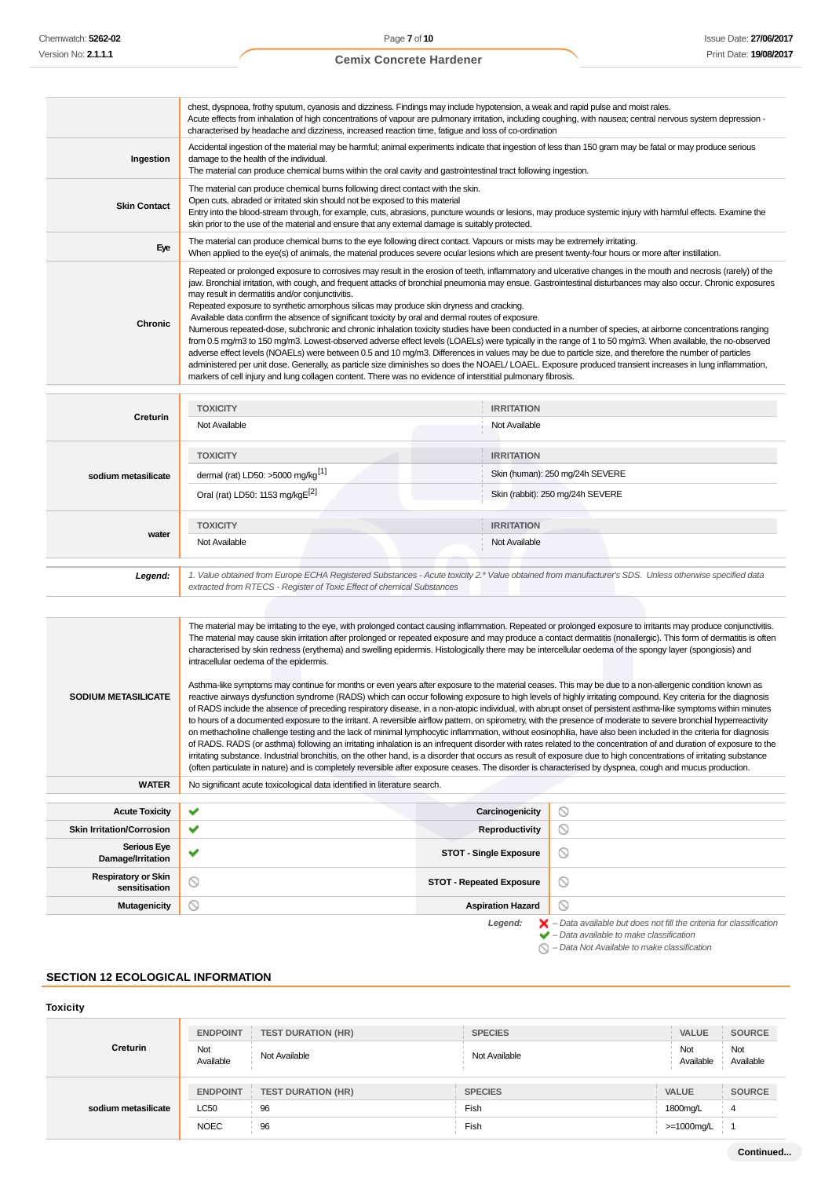| | |
|---|---|
| | chest, dyspnoea, frothy sputum, cyanosis and dizziness. Findings may include hypotension, a weak and rapid pulse and moist rales. Acute effects from inhalation of high concentrations of vapour are pulmonary irritation, including coughing, with nausea; central nervous system depression - characterised by headache and dizziness, increased reaction time, fatigue and loss of co-ordination |
| **Ingestion** | Accidental ingestion of the material may be harmful; animal experiments indicate that ingestion of less than 150 gram may be fatal or may produce serious damage to the health of the individual. The material can produce chemical burns within the oral cavity and gastrointestinal tract following ingestion. |
| **Skin Contact** | The material can produce chemical burns following direct contact with the skin. Open cuts, abraded or irritated skin should not be exposed to this material Entry into the blood-stream through, for example, cuts, abrasions, puncture wounds or lesions, may produce systemic injury with harmful effects. Examine the skin prior to the use of the material and ensure that any external damage is suitably protected. |
| **Eye** | The material can produce chemical burns to the eye following direct contact. Vapours or mists may be extremely irritating. When applied to the eye(s) of animals, the material produces severe ocular lesions which are present twenty-four hours or more after instillation. |
| **Chronic** | Repeated or prolonged exposure to corrosives may result in the erosion of teeth, inflammatory and ulcerative changes in the mouth and necrosis (rarely) of the jaw. Bronchial irritation, with cough, and frequent attacks of bronchial pneumonia may ensue. Gastrointestinal disturbances may also occur. Chronic exposures may result in dermatitis and/or conjunctivitis. Repeated exposure to synthetic amorphous silicas may produce skin dryness and cracking. Available data confirm the absence of significant toxicity by oral and dermal routes of exposure. Numerous repeated-dose, subchronic and chronic inhalation toxicity studies have been conducted in a number of species, at airborne concentrations ranging from 0.5 mg/m3 to 150 mg/m3. Lowest-observed adverse effect levels (LOAELs) were typically in the range of 1 to 50 mg/m3. When available, the no-observed adverse effect levels (NOAELs) were between 0.5 and 10 mg/m3. Differences in values may be due to particle size, and therefore the number of particles administered per unit dose. Generally, as particle size diminishes so does the NOAEL/ LOAEL. Exposure produced transient increases in lung inflammation, markers of cell injury and lung collagen content. There was no evidence of interstitial pulmonary fibrosis. |

| | TOXICITY | IRRITATION |
|---|---|---|
| **Creturin** | Not Available | Not Available |
| **sodium metasilicate** | dermal (rat) LD50: >5000 mg/kg[1] | Skin (human): 250 mg/24h SEVERE |
| | Oral (rat) LD50: 1153 mg/kgE[2] | Skin (rabbit): 250 mg/24h SEVERE |
| **water** | Not Available | Not Available |

**Legend:** *1. Value obtained from Europe ECHA Registered Substances - Acute toxicity 2.\* Value obtained from manufacturer's SDS. Unless otherwise specified data extracted from RTECS - Register of Toxic Effect of chemical Substances*

| | |
|---|---|
| **SODIUM METASILICATE** | The material may be irritating to the eye, with prolonged contact causing inflammation. Repeated or prolonged exposure to irritants may produce conjunctivitis. The material may cause skin irritation after prolonged or repeated exposure and may produce a contact dermatitis (nonallergic). This form of dermatitis is often characterised by skin redness (erythema) and swelling epidermis. Histologically there may be intercellular oedema of the spongy layer (spongiosis) and intracellular oedema of the epidermis.<br><br>Asthma-like symptoms may continue for months or even years after exposure to the material ceases. This may be due to a non-allergenic condition known as reactive airways dysfunction syndrome (RADS) which can occur following exposure to high levels of highly irritating compound. Key criteria for the diagnosis of RADS include the absence of preceding respiratory disease, in a non-atopic individual, with abrupt onset of persistent asthma-like symptoms within minutes to hours of a documented exposure to the irritant. A reversible airflow pattern, on spirometry, with the presence of moderate to severe bronchial hyperreactivity on methacholine challenge testing and the lack of minimal lymphocytic inflammation, without eosinophilia, have also been included in the criteria for diagnosis of RADS. RADS (or asthma) following an irritating inhalation is an infrequent disorder with rates related to the concentration of and duration of exposure to the irritating substance. Industrial bronchitis, on the other hand, is a disorder that occurs as result of exposure due to high concentrations of irritating substance (often particulate in nature) and is completely reversible after exposure ceases. The disorder is characterised by dyspnea, cough and mucus production. |
| **WATER** | No significant acute toxicological data identified in literature search. |

| | | | |
|---|---|---|---|
| **Acute Toxicity** | ✔ | **Carcinogenicity** | ⃠ |
| **Skin Irritation/Corrosion** | ✔ | **Reproductivity** | ⃠ |
| **Serious Eye Damage/Irritation** | ✔ | **STOT - Single Exposure** | ⃠ |
| **Respiratory or Skin sensitisation** | ⃠ | **STOT - Repeated Exposure** | ⃠ |
| **Mutagenicity** | ⃠ | **Aspiration Hazard** | ⃠ |

*Legend:*
- ❌ *– Data available but does not fill the criteria for classification*
- ✔ *– Data available to make classification*
- ⃠ *– Data Not Available to make classification*

## SECTION 12 ECOLOGICAL INFORMATION

### Toxicity

| | ENDPOINT | TEST DURATION (HR) | SPECIES | VALUE | SOURCE |
|---|---|---|---|---|---|
| **Creturin** | Not Available | Not Available | Not Available | Not Available | Not Available |
| **sodium metasilicate** | LC50 | 96 | Fish | 1800mg/L | 4 |
| | NOEC | 96 | Fish | >=1000mg/L | 1 |

Continued...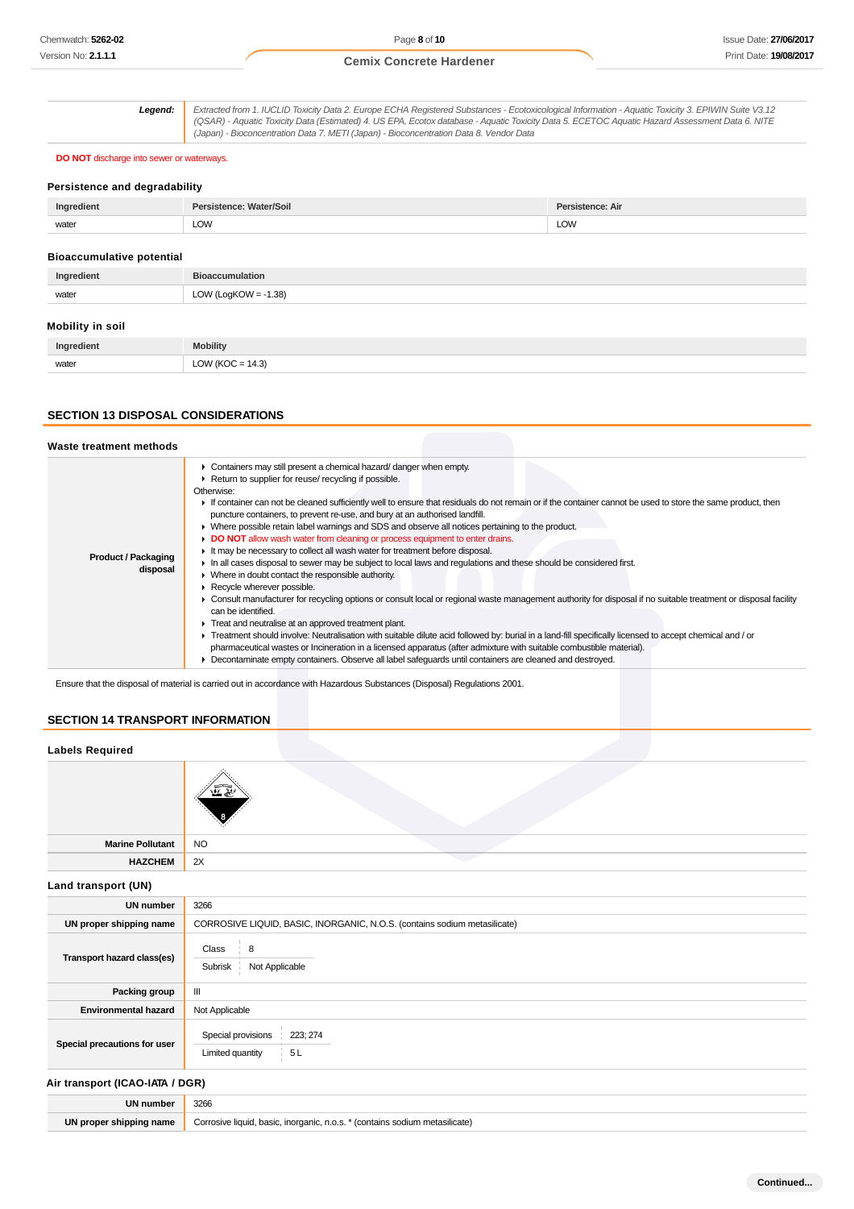| Legend: | *Extracted from 1. IUCLID Toxicity Data 2. Europe ECHA Registered Substances - Ecotoxicological Information - Aquatic Toxicity 3. EPIWIN Suite V3.12 (QSAR) - Aquatic Toxicity Data (Estimated) 4. US EPA, Ecotox database - Aquatic Toxicity Data 5. ECETOC Aquatic Hazard Assessment Data 6. NITE (Japan) - Bioconcentration Data 7. METI (Japan) - Bioconcentration Data 8. Vendor Data* |
|---|---|

**DO NOT** discharge into sewer or waterways.

### Persistence and degradability

| Ingredient | Persistence: Water/Soil | Persistence: Air |
|---|---|---|
| water | LOW | LOW |

### Bioaccumulative potential

| Ingredient | Bioaccumulation |
|---|---|
| water | LOW (LogKOW = -1.38) |

### Mobility in soil

| Ingredient | Mobility |
|---|---|
| water | LOW (KOC = 14.3) |

## SECTION 13 DISPOSAL CONSIDERATIONS

### Waste treatment methods

| | |
|---|---|
| **Product / Packaging disposal** | ▸ Containers may still present a chemical hazard/ danger when empty.<br>▸ Return to supplier for reuse/ recycling if possible.<br>Otherwise:<br>▸ If container can not be cleaned sufficiently well to ensure that residuals do not remain or if the container cannot be used to store the same product, then puncture containers, to prevent re-use, and bury at an authorised landfill.<br>▸ Where possible retain label warnings and SDS and observe all notices pertaining to the product.<br>▸ **DO NOT** allow wash water from cleaning or process equipment to enter drains.<br>▸ It may be necessary to collect all wash water for treatment before disposal.<br>▸ In all cases disposal to sewer may be subject to local laws and regulations and these should be considered first.<br>▸ Where in doubt contact the responsible authority.<br>▸ Recycle wherever possible.<br>▸ Consult manufacturer for recycling options or consult local or regional waste management authority for disposal if no suitable treatment or disposal facility can be identified.<br>▸ Treat and neutralise at an approved treatment plant.<br>▸ Treatment should involve: Neutralisation with suitable dilute acid followed by: burial in a land-fill specifically licensed to accept chemical and / or pharmaceutical wastes or Incineration in a licensed apparatus (after admixture with suitable combustible material).<br>▸ Decontaminate empty containers. Observe all label safeguards until containers are cleaned and destroyed. |

Ensure that the disposal of material is carried out in accordance with Hazardous Substances (Disposal) Regulations 2001.

## SECTION 14 TRANSPORT INFORMATION

### Labels Required

| | |
|---|---|
| | 8 |
| **Marine Pollutant** | NO |
| **HAZCHEM** | 2X |

### Land transport (UN)

| | |
|---|---|
| **UN number** | 3266 |
| **UN proper shipping name** | CORROSIVE LIQUID, BASIC, INORGANIC, N.O.S. (contains sodium metasilicate) |
| **Transport hazard class(es)** | Class: 8<br>Subrisk: Not Applicable |
| **Packing group** | III |
| **Environmental hazard** | Not Applicable |
| **Special precautions for user** | Special provisions: 223; 274<br>Limited quantity: 5 L |

### Air transport (ICAO-IATA / DGR)

| | |
|---|---|
| **UN number** | 3266 |
| **UN proper shipping name** | Corrosive liquid, basic, inorganic, n.o.s. * (contains sodium metasilicate) |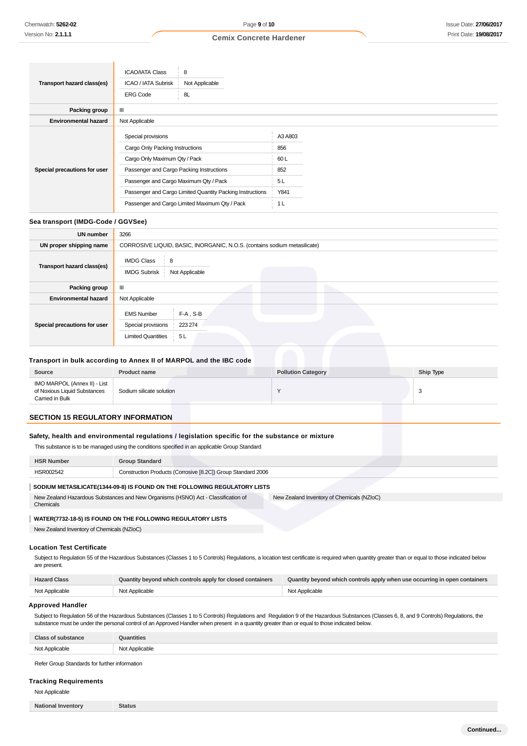| | |
|---|---|
| **Transport hazard class(es)** | ICAO/IATA Class: 8<br>ICAO / IATA Subrisk: Not Applicable<br>ERG Code: 8L |
| **Packing group** | III |
| **Environmental hazard** | Not Applicable |
| **Special precautions for user** | Special provisions: A3 A803<br>Cargo Only Packing Instructions: 856<br>Cargo Only Maximum Qty / Pack: 60 L<br>Passenger and Cargo Packing Instructions: 852<br>Passenger and Cargo Maximum Qty / Pack: 5 L<br>Passenger and Cargo Limited Quantity Packing Instructions: Y841<br>Passenger and Cargo Limited Maximum Qty / Pack: 1 L |

### Sea transport (IMDG-Code / GGVSee)

| | |
|---|---|
| **UN number** | 3266 |
| **UN proper shipping name** | CORROSIVE LIQUID, BASIC, INORGANIC, N.O.S. (contains sodium metasilicate) |
| **Transport hazard class(es)** | IMDG Class: 8<br>IMDG Subrisk: Not Applicable |
| **Packing group** | III |
| **Environmental hazard** | Not Applicable |
| **Special precautions for user** | EMS Number: F-A , S-B<br>Special provisions: 223 274<br>Limited Quantities: 5 L |

### Transport in bulk according to Annex II of MARPOL and the IBC code

| Source | Product name | Pollution Category | Ship Type |
|---|---|---|---|
| IMO MARPOL (Annex II) - List of Noxious Liquid Substances Carried in Bulk | Sodium silicate solution | Y | 3 |

## SECTION 15 REGULATORY INFORMATION

### Safety, health and environmental regulations / legislation specific for the substance or mixture

This substance is to be managed using the conditions specified in an applicable Group Standard

| HSR Number | Group Standard |
|---|---|
| HSR002542 | Construction Products (Corrosive [8.2C]) Group Standard 2006 |

**SODIUM METASILICATE(1344-09-8) IS FOUND ON THE FOLLOWING REGULATORY LISTS**

| | |
|---|---|
| New Zealand Hazardous Substances and New Organisms (HSNO) Act - Classification of Chemicals | New Zealand Inventory of Chemicals (NZIoC) |

**WATER(7732-18-5) IS FOUND ON THE FOLLOWING REGULATORY LISTS**

New Zealand Inventory of Chemicals (NZIoC)

### Location Test Certificate

Subject to Regulation 55 of the Hazardous Substances (Classes 1 to 5 Controls) Regulations, a location test certificate is required when quantity greater than or equal to those indicated below are present.

| Hazard Class | Quantity beyond which controls apply for closed containers | Quantity beyond which controls apply when use occurring in open containers |
|---|---|---|
| Not Applicable | Not Applicable | Not Applicable |

### Approved Handler

Subject to Regulation 56 of the Hazardous Substances (Classes 1 to 5 Controls) Regulations and Regulation 9 of the Hazardous Substances (Classes 6, 8, and 9 Controls) Regulations, the substance must be under the personal control of an Approved Handler when present in a quantity greater than or equal to those indicated below.

| Class of substance | Quantities |
|---|---|
| Not Applicable | Not Applicable |

Refer Group Standards for further information

### Tracking Requirements

Not Applicable

| National Inventory | Status |
|---|---|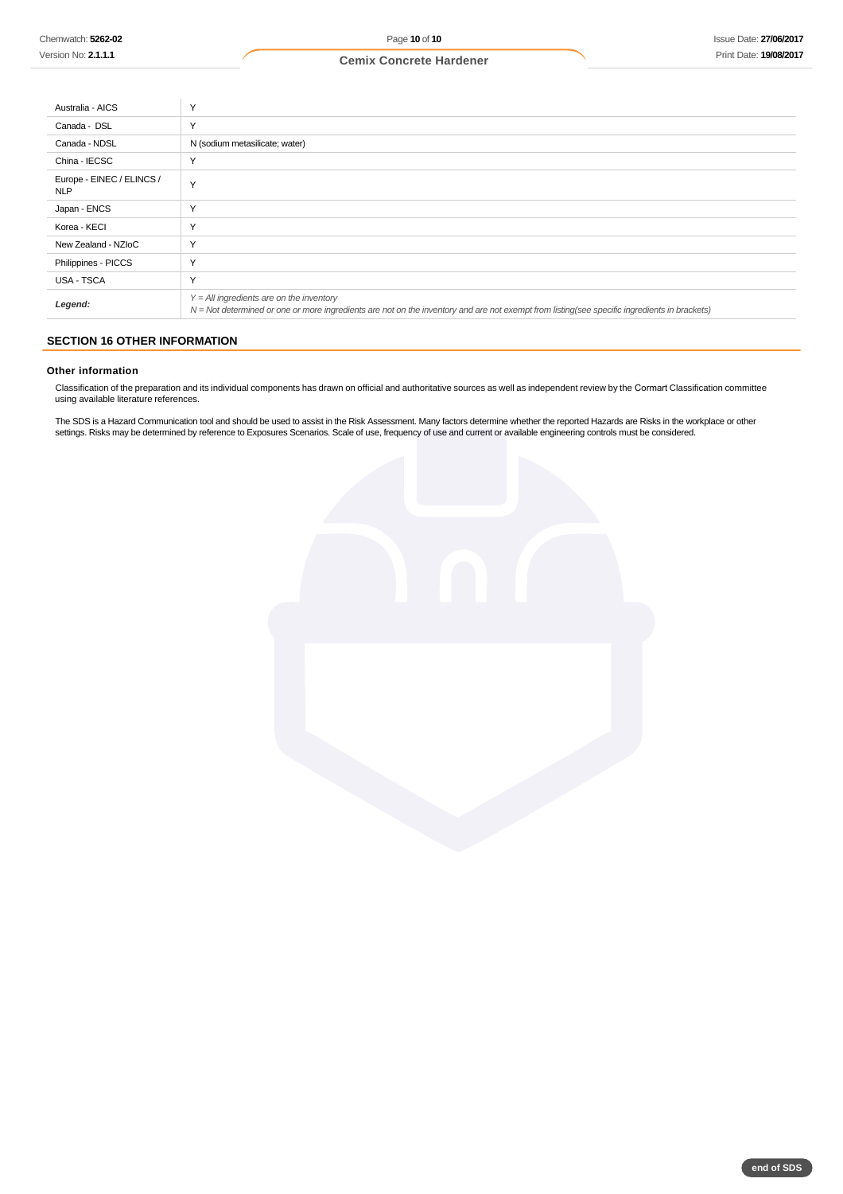| | |
|---|---|
| Australia - AICS | Y |
| Canada - DSL | Y |
| Canada - NDSL | N (sodium metasilicate; water) |
| China - IECSC | Y |
| Europe - EINEC / ELINCS / NLP | Y |
| Japan - ENCS | Y |
| Korea - KECI | Y |
| New Zealand - NZIoC | Y |
| Philippines - PICCS | Y |
| USA - TSCA | Y |
| ***Legend:*** | *Y = All ingredients are on the inventory*<br>*N = Not determined or one or more ingredients are not on the inventory and are not exempt from listing(see specific ingredients in brackets)* |

## SECTION 16 OTHER INFORMATION

### Other information

Classification of the preparation and its individual components has drawn on official and authoritative sources as well as independent review by the Cormart Classification committee using available literature references.

The SDS is a Hazard Communication tool and should be used to assist in the Risk Assessment. Many factors determine whether the reported Hazards are Risks in the workplace or other settings. Risks may be determined by reference to Exposures Scenarios. Scale of use, frequency of use and current or available engineering controls must be considered.

end of SDS